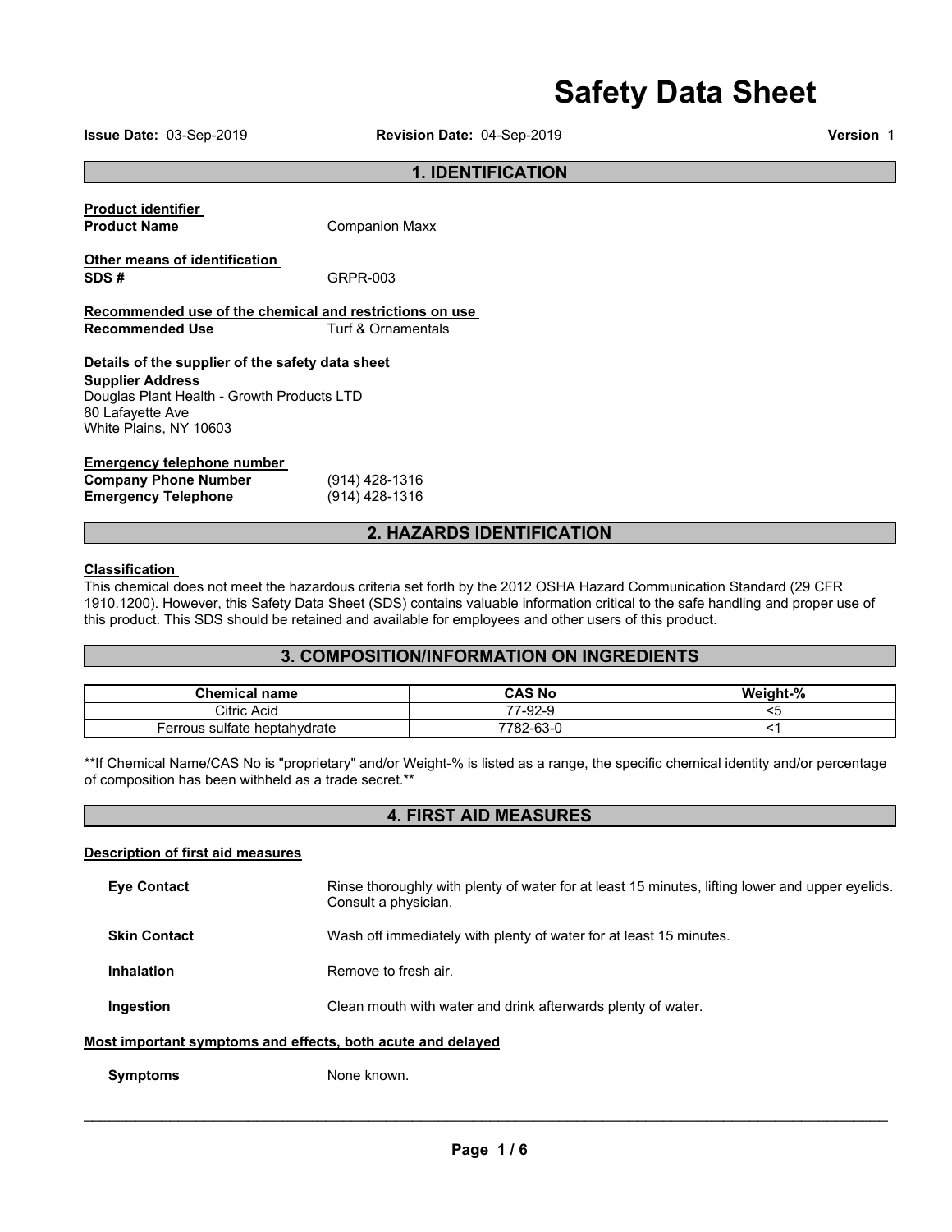# Safety Data Sheet

**Issue Date:** 03-Sep-2019 **Revision Date:** 04-Sep-2019 **Version** 1

## 1. IDENTIFICATION

**Product identifier**

**Product Name** Companion Maxx

**Other means of identification**

**SDS #** GRPR-003

**Recommended use of the chemical and restrictions on use**

**Recommended Use** Turf & Ornamentals

**Details of the supplier of the safety data sheet**

**Supplier Address**
Douglas Plant Health - Growth Products LTD
80 Lafayette Ave
White Plains, NY 10603

**Emergency telephone number**

**Company Phone Number** (914) 428-1316
**Emergency Telephone** (914) 428-1316

## 2. HAZARDS IDENTIFICATION

**Classification**

This chemical does not meet the hazardous criteria set forth by the 2012 OSHA Hazard Communication Standard (29 CFR 1910.1200). However, this Safety Data Sheet (SDS) contains valuable information critical to the safe handling and proper use of this product. This SDS should be retained and available for employees and other users of this product.

## 3. COMPOSITION/INFORMATION ON INGREDIENTS

| Chemical name | CAS No | Weight-% |
|---|---|---|
| Citric Acid | 77-92-9 | <5 |
| Ferrous sulfate heptahydrate | 7782-63-0 | <1 |

**If Chemical Name/CAS No is "proprietary" and/or Weight-% is listed as a range, the specific chemical identity and/or percentage of composition has been withheld as a trade secret.**

## 4. FIRST AID MEASURES

**Description of first aid measures**

**Eye Contact** Rinse thoroughly with plenty of water for at least 15 minutes, lifting lower and upper eyelids. Consult a physician.

**Skin Contact** Wash off immediately with plenty of water for at least 15 minutes.

**Inhalation** Remove to fresh air.

**Ingestion** Clean mouth with water and drink afterwards plenty of water.

**Most important symptoms and effects, both acute and delayed**

**Symptoms** None known.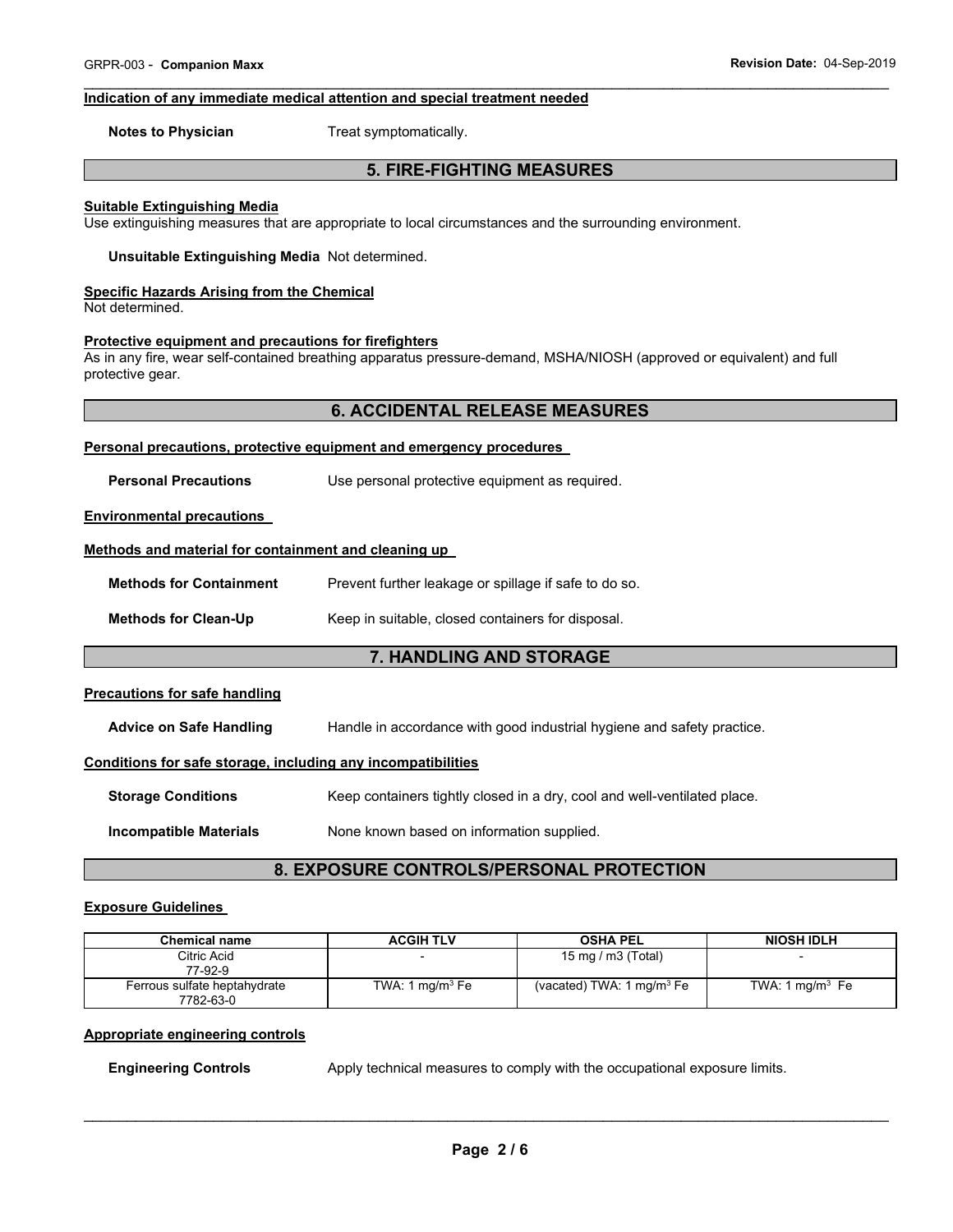**Indication of any immediate medical attention and special treatment needed**

**Notes to Physician** Treat symptomatically.

## 5. FIRE-FIGHTING MEASURES

**Suitable Extinguishing Media**

Use extinguishing measures that are appropriate to local circumstances and the surrounding environment.

**Unsuitable Extinguishing Media** Not determined.

**Specific Hazards Arising from the Chemical**

Not determined.

**Protective equipment and precautions for firefighters**

As in any fire, wear self-contained breathing apparatus pressure-demand, MSHA/NIOSH (approved or equivalent) and full protective gear.

## 6. ACCIDENTAL RELEASE MEASURES

**Personal precautions, protective equipment and emergency procedures**

**Personal Precautions** Use personal protective equipment as required.

**Environmental precautions**

**Methods and material for containment and cleaning up**

**Methods for Containment** Prevent further leakage or spillage if safe to do so.

**Methods for Clean-Up** Keep in suitable, closed containers for disposal.

## 7. HANDLING AND STORAGE

**Precautions for safe handling**

**Advice on Safe Handling** Handle in accordance with good industrial hygiene and safety practice.

**Conditions for safe storage, including any incompatibilities**

**Storage Conditions** Keep containers tightly closed in a dry, cool and well-ventilated place.

**Incompatible Materials** None known based on information supplied.

## 8. EXPOSURE CONTROLS/PERSONAL PROTECTION

**Exposure Guidelines**

| Chemical name | ACGIH TLV | OSHA PEL | NIOSH IDLH |
|---|---|---|---|
| Citric Acid 77-92-9 | - | 15 mg / m3 (Total) | - |
| Ferrous sulfate heptahydrate 7782-63-0 | TWA: 1 mg/m$^3$ Fe | (vacated) TWA: 1 mg/m$^3$ Fe | TWA: 1 mg/m$^3$ Fe |

**Appropriate engineering controls**

**Engineering Controls** Apply technical measures to comply with the occupational exposure limits.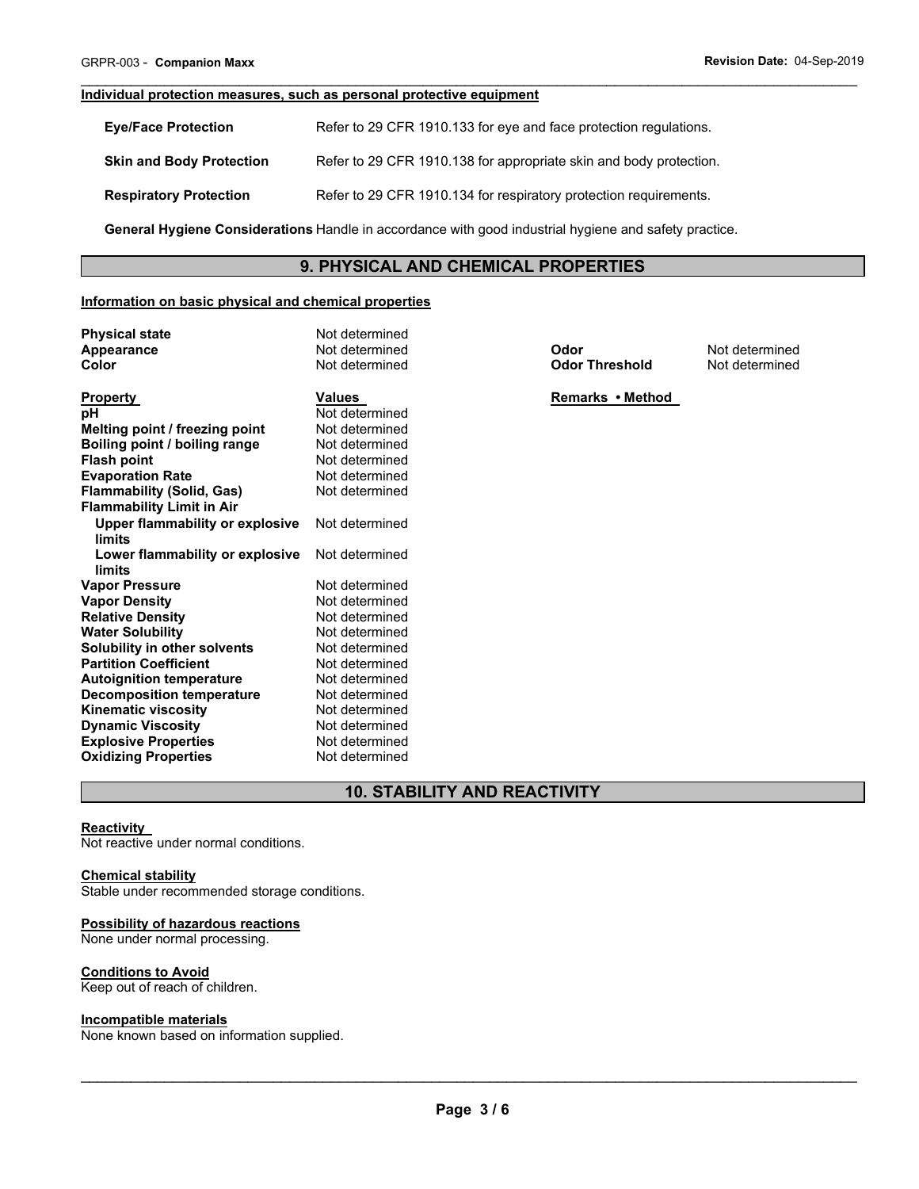**Individual protection measures, such as personal protective equipment**

| | |
|---|---|
| **Eye/Face Protection** | Refer to 29 CFR 1910.133 for eye and face protection regulations. |
| **Skin and Body Protection** | Refer to 29 CFR 1910.138 for appropriate skin and body protection. |
| **Respiratory Protection** | Refer to 29 CFR 1910.134 for respiratory protection requirements. |

**General Hygiene Considerations** Handle in accordance with good industrial hygiene and safety practice.

## 9. PHYSICAL AND CHEMICAL PROPERTIES

**Information on basic physical and chemical properties**

| | | | |
|---|---|---|---|
| **Physical state** | Not determined | | |
| **Appearance** | Not determined | **Odor** | Not determined |
| **Color** | Not determined | **Odor Threshold** | Not determined |

| **Property** | **Values** | **Remarks • Method** |
|---|---|---|
| **pH** | Not determined | |
| **Melting point / freezing point** | Not determined | |
| **Boiling point / boiling range** | Not determined | |
| **Flash point** | Not determined | |
| **Evaporation Rate** | Not determined | |
| **Flammability (Solid, Gas)** | Not determined | |
| **Flammability Limit in Air** | | |
| **Upper flammability or explosive limits** | Not determined | |
| **Lower flammability or explosive limits** | Not determined | |
| **Vapor Pressure** | Not determined | |
| **Vapor Density** | Not determined | |
| **Relative Density** | Not determined | |
| **Water Solubility** | Not determined | |
| **Solubility in other solvents** | Not determined | |
| **Partition Coefficient** | Not determined | |
| **Autoignition temperature** | Not determined | |
| **Decomposition temperature** | Not determined | |
| **Kinematic viscosity** | Not determined | |
| **Dynamic Viscosity** | Not determined | |
| **Explosive Properties** | Not determined | |
| **Oxidizing Properties** | Not determined | |

## 10. STABILITY AND REACTIVITY

**Reactivity**
Not reactive under normal conditions.

**Chemical stability**
Stable under recommended storage conditions.

**Possibility of hazardous reactions**
None under normal processing.

**Conditions to Avoid**
Keep out of reach of children.

**Incompatible materials**
None known based on information supplied.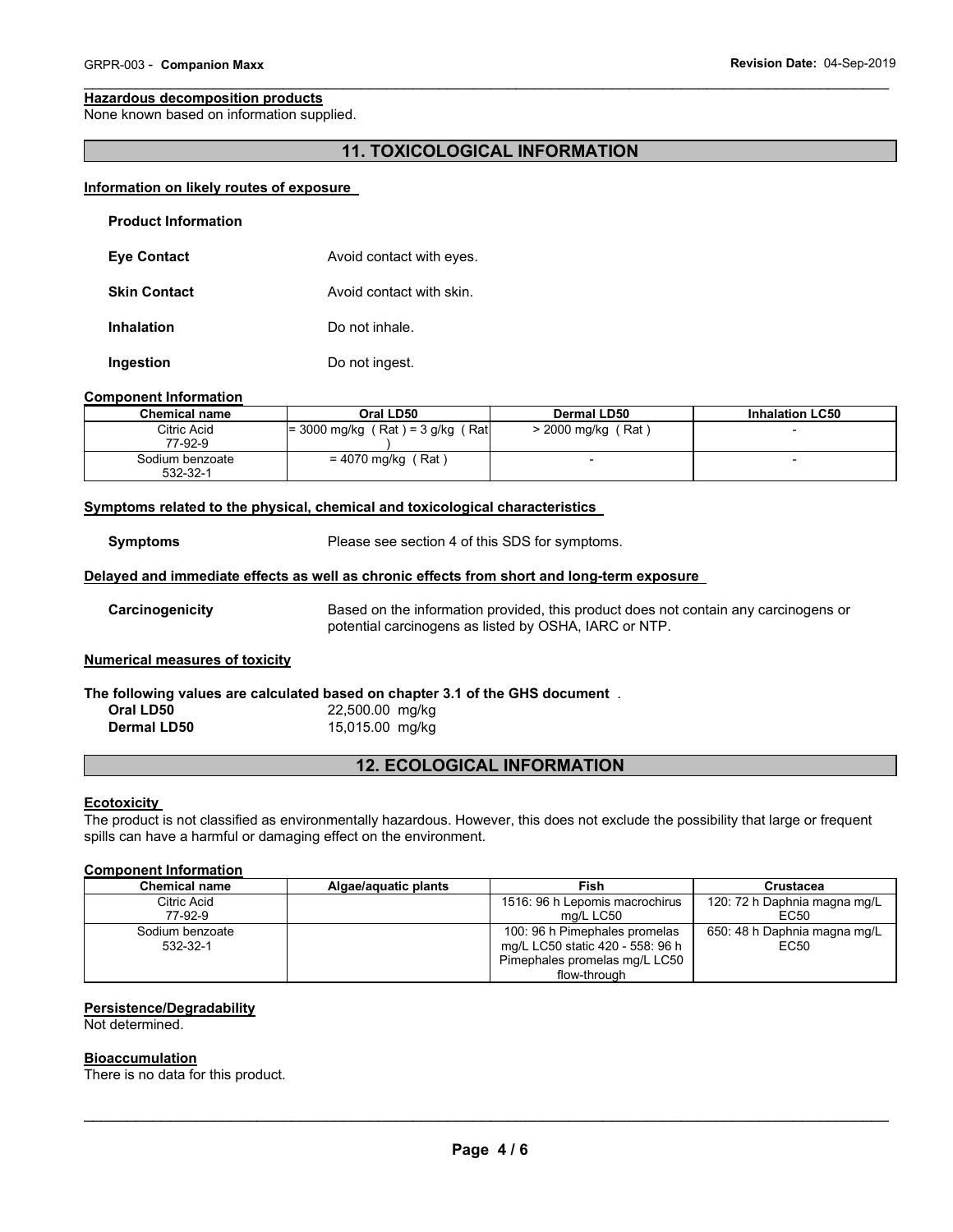**Hazardous decomposition products**
None known based on information supplied.

## 11. TOXICOLOGICAL INFORMATION

**Information on likely routes of exposure**

**Product Information**

**Eye Contact** Avoid contact with eyes.

**Skin Contact** Avoid contact with skin.

**Inhalation** Do not inhale.

**Ingestion** Do not ingest.

**Component Information**

| Chemical name | Oral LD50 | Dermal LD50 | Inhalation LC50 |
|---|---|---|---|
| Citric Acid 77-92-9 | = 3000 mg/kg ( Rat ) = 3 g/kg ( Rat ) | > 2000 mg/kg ( Rat ) | - |
| Sodium benzoate 532-32-1 | = 4070 mg/kg ( Rat ) | - | - |

**Symptoms related to the physical, chemical and toxicological characteristics**

**Symptoms** Please see section 4 of this SDS for symptoms.

**Delayed and immediate effects as well as chronic effects from short and long-term exposure**

**Carcinogenicity** Based on the information provided, this product does not contain any carcinogens or potential carcinogens as listed by OSHA, IARC or NTP.

**Numerical measures of toxicity**

**The following values are calculated based on chapter 3.1 of the GHS document** .

**Oral LD50** 22,500.00 mg/kg
**Dermal LD50** 15,015.00 mg/kg

## 12. ECOLOGICAL INFORMATION

**Ecotoxicity**

The product is not classified as environmentally hazardous. However, this does not exclude the possibility that large or frequent spills can have a harmful or damaging effect on the environment.

**Component Information**

| Chemical name | Algae/aquatic plants | Fish | Crustacea |
|---|---|---|---|
| Citric Acid 77-92-9 | | 1516: 96 h Lepomis macrochirus mg/L LC50 | 120: 72 h Daphnia magna mg/L EC50 |
| Sodium benzoate 532-32-1 | | 100: 96 h Pimephales promelas mg/L LC50 static 420 - 558: 96 h Pimephales promelas mg/L LC50 flow-through | 650: 48 h Daphnia magna mg/L EC50 |

**Persistence/Degradability**
Not determined.

**Bioaccumulation**
There is no data for this product.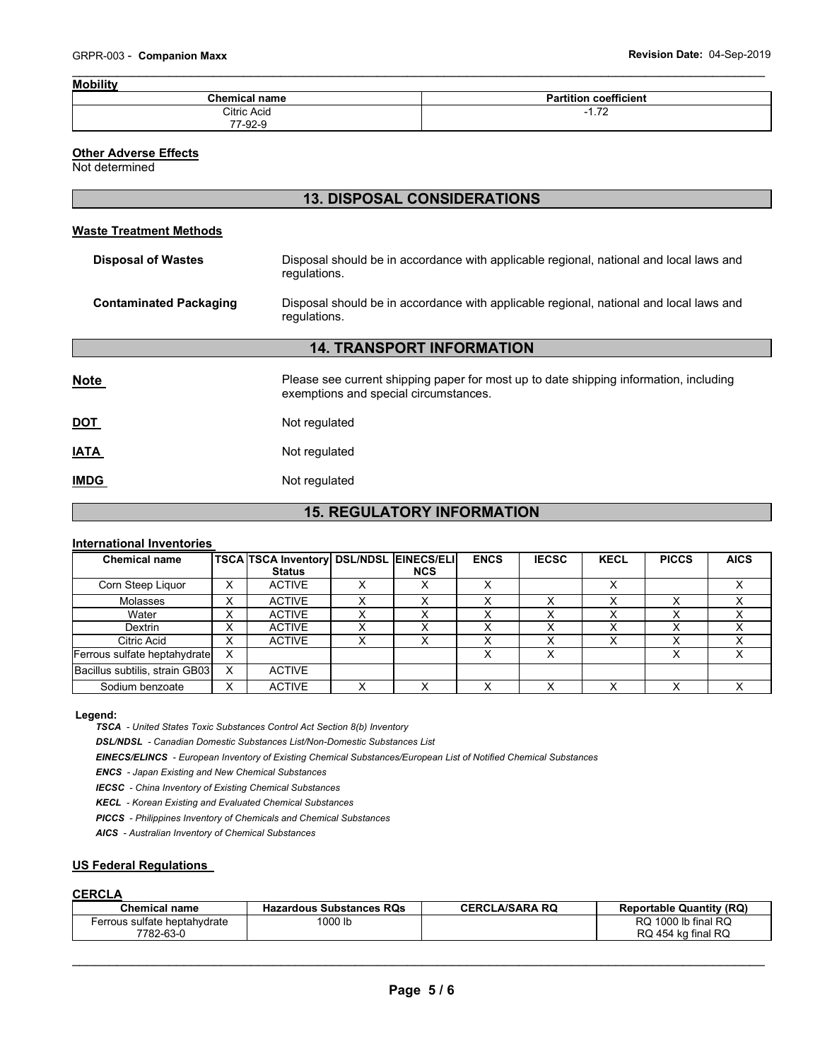**Mobility**

| Chemical name | Partition coefficient |
|---|---|
| Citric Acid<br>77-92-9 | -1.72 |

**Other Adverse Effects**

Not determined

## 13. DISPOSAL CONSIDERATIONS

**Waste Treatment Methods**

**Disposal of Wastes** Disposal should be in accordance with applicable regional, national and local laws and regulations.

**Contaminated Packaging** Disposal should be in accordance with applicable regional, national and local laws and regulations.

## 14. TRANSPORT INFORMATION

**Note** Please see current shipping paper for most up to date shipping information, including exemptions and special circumstances.

**DOT** Not regulated

**IATA** Not regulated

**IMDG** Not regulated

## 15. REGULATORY INFORMATION

**International Inventories**

| Chemical name | TSCA | TSCA Inventory Status | DSL/NDSL | EINECS/ELINCS | ENCS | IECSC | KECL | PICCS | AICS |
|---|---|---|---|---|---|---|---|---|---|
| Corn Steep Liquor | X | ACTIVE | X | X | X | | X | | X |
| Molasses | X | ACTIVE | X | X | X | X | X | X | X |
| Water | X | ACTIVE | X | X | X | X | X | X | X |
| Dextrin | X | ACTIVE | X | X | X | X | X | X | X |
| Citric Acid | X | ACTIVE | X | X | X | X | X | X | X |
| Ferrous sulfate heptahydrate | X | | | | X | X | | X | X |
| Bacillus subtilis, strain GB03 | X | ACTIVE | | | | | | | |
| Sodium benzoate | X | ACTIVE | X | X | X | X | X | X | X |

**Legend:**

*TSCA - United States Toxic Substances Control Act Section 8(b) Inventory*

*DSL/NDSL - Canadian Domestic Substances List/Non-Domestic Substances List*

*EINECS/ELINCS - European Inventory of Existing Chemical Substances/European List of Notified Chemical Substances*

*ENCS - Japan Existing and New Chemical Substances*

*IECSC - China Inventory of Existing Chemical Substances*

*KECL - Korean Existing and Evaluated Chemical Substances*

*PICCS - Philippines Inventory of Chemicals and Chemical Substances*

*AICS - Australian Inventory of Chemical Substances*

**US Federal Regulations**

**CERCLA**

| Chemical name | Hazardous Substances RQs | CERCLA/SARA RQ | Reportable Quantity (RQ) |
|---|---|---|---|
| Ferrous sulfate heptahydrate<br>7782-63-0 | 1000 lb | | RQ 1000 lb final RQ<br>RQ 454 kg final RQ |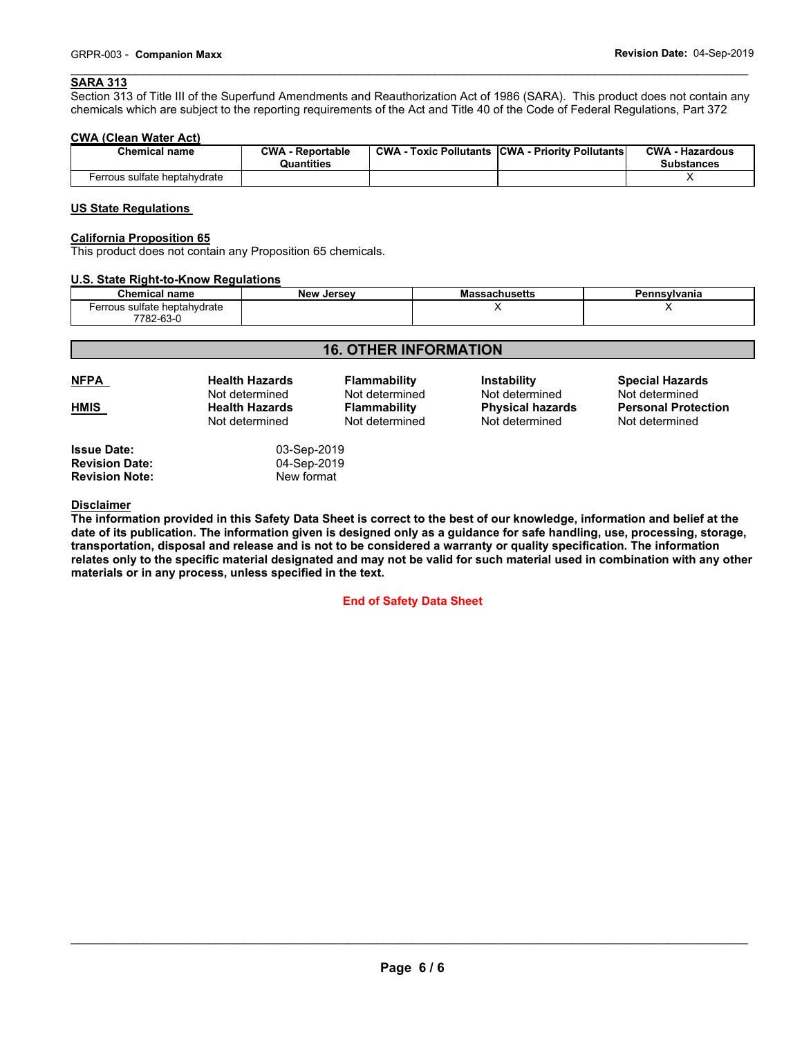### SARA 313

Section 313 of Title III of the Superfund Amendments and Reauthorization Act of 1986 (SARA). This product does not contain any chemicals which are subject to the reporting requirements of the Act and Title 40 of the Code of Federal Regulations, Part 372

### CWA (Clean Water Act)

| Chemical name | CWA - Reportable Quantities | CWA - Toxic Pollutants | CWA - Priority Pollutants | CWA - Hazardous Substances |
|---|---|---|---|---|
| Ferrous sulfate heptahydrate | | | | X |

### US State Regulations

### California Proposition 65

This product does not contain any Proposition 65 chemicals.

### U.S. State Right-to-Know Regulations

| Chemical name | New Jersey | Massachusetts | Pennsylvania |
|---|---|---|---|
| Ferrous sulfate heptahydrate 7782-63-0 | | X | X |

## 16. OTHER INFORMATION

| | | | | |
|---|---|---|---|---|
| **NFPA** | **Health Hazards** Not determined | **Flammability** Not determined | **Instability** Not determined | **Special Hazards** Not determined |
| **HMIS** | **Health Hazards** Not determined | **Flammability** Not determined | **Physical hazards** Not determined | **Personal Protection** Not determined |

**Issue Date:** 03-Sep-2019
**Revision Date:** 04-Sep-2019
**Revision Note:** New format

### Disclaimer

**The information provided in this Safety Data Sheet is correct to the best of our knowledge, information and belief at the date of its publication. The information given is designed only as a guidance for safe handling, use, processing, storage, transportation, disposal and release and is not to be considered a warranty or quality specification. The information relates only to the specific material designated and may not be valid for such material used in combination with any other materials or in any process, unless specified in the text.**

**End of Safety Data Sheet**